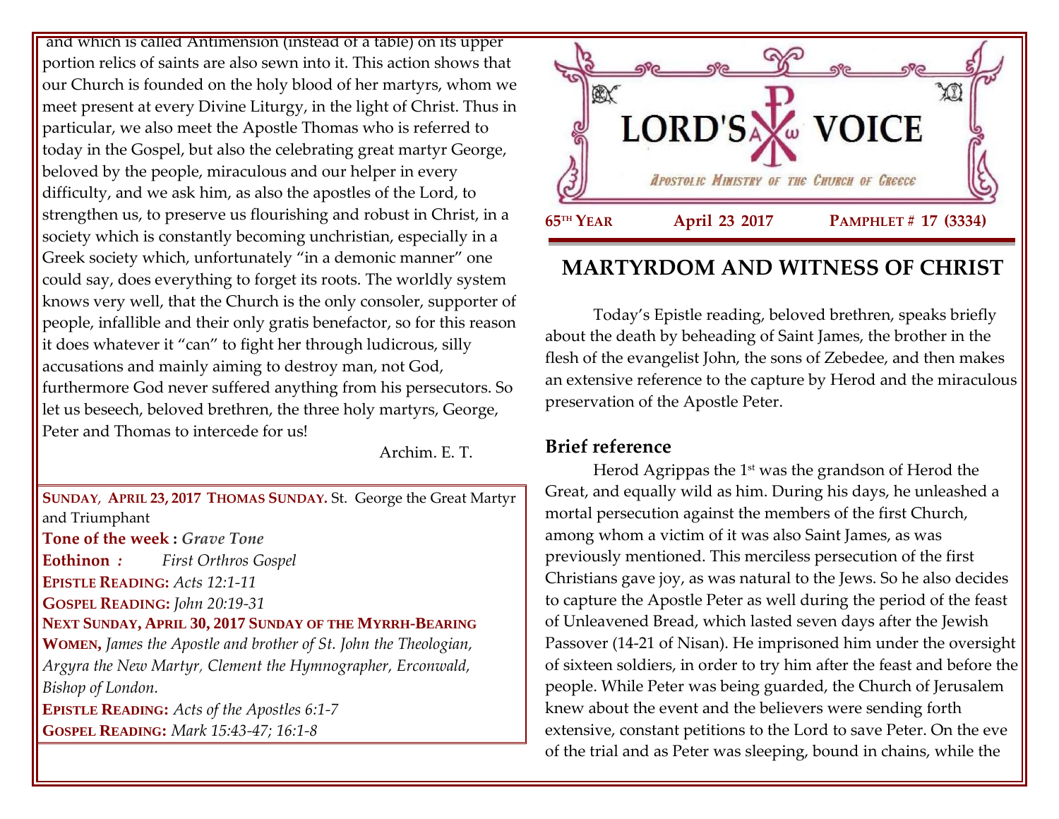and which is called Antimension (instead of a table) on its upper portion relics of saints are also sewn into it. This action shows that our Church is founded on the holy blood of her martyrs, whom we meet present at every Divine Liturgy, in the light of Christ. Thus in particular, we also meet the Apostle Thomas who is referred to today in the Gospel, but also the celebrating great martyr George, beloved by the people, miraculous and our helper in every difficulty, and we ask him, as also the apostles of the Lord, to strengthen us, to preserve us flourishing and robust in Christ, in a society which is constantly becoming unchristian, especially in a Greek society which, unfortunately "in a demonic manner" one could say, does everything to forget its roots. The worldly system knows very well, that the Church is the only consoler, supporter of people, infallible and their only gratis benefactor, so for this reason it does whatever it "can" to fight her through ludicrous, silly accusations and mainly aiming to destroy man, not God, furthermore God never suffered anything from his persecutors. So let us beseech, beloved brethren, the three holy martyrs, George, Peter and Thomas to intercede for us!

Archim. E. T.

**SUNDAY, APRIL 23, 2017 THOMAS SUNDAY.** St. George the Great Martyr and Triumphant
**Tone of the week :** *Grave Tone*
**Eothinon :** *First Orthros Gospel*
**EPISTLE READING:** *Acts 12:1-11*
**GOSPEL READING:** *John 20:19-31*
**NEXT SUNDAY, APRIL 30, 2017 SUNDAY OF THE MYRRH-BEARING WOMEN,** *James the Apostle and brother of St. John the Theologian, Argyra the New Martyr, Clement the Hymnographer, Erconwald, Bishop of London.*
**EPISTLE READING:** *Acts of the Apostles 6:1-7*
**GOSPEL READING:** *Mark 15:43-47; 16:1-8*

# LORD'S VOICE

*APOSTOLIC MINISTRY OF THE CHURCH OF GREECE*

**65TH YEAR** **April 23 2017** **PAMPHLET # 17 (3334)**

## MARTYRDOM AND WITNESS OF CHRIST

Today's Epistle reading, beloved brethren, speaks briefly about the death by beheading of Saint James, the brother in the flesh of the evangelist John, the sons of Zebedee, and then makes an extensive reference to the capture by Herod and the miraculous preservation of the Apostle Peter.

### Brief reference

Herod Agrippas the 1st was the grandson of Herod the Great, and equally wild as him. During his days, he unleashed a mortal persecution against the members of the first Church, among whom a victim of it was also Saint James, as was previously mentioned. This merciless persecution of the first Christians gave joy, as was natural to the Jews. So he also decides to capture the Apostle Peter as well during the period of the feast of Unleavened Bread, which lasted seven days after the Jewish Passover (14-21 of Nisan). He imprisoned him under the oversight of sixteen soldiers, in order to try him after the feast and before the people. While Peter was being guarded, the Church of Jerusalem knew about the event and the believers were sending forth extensive, constant petitions to the Lord to save Peter. On the eve of the trial and as Peter was sleeping, bound in chains, while the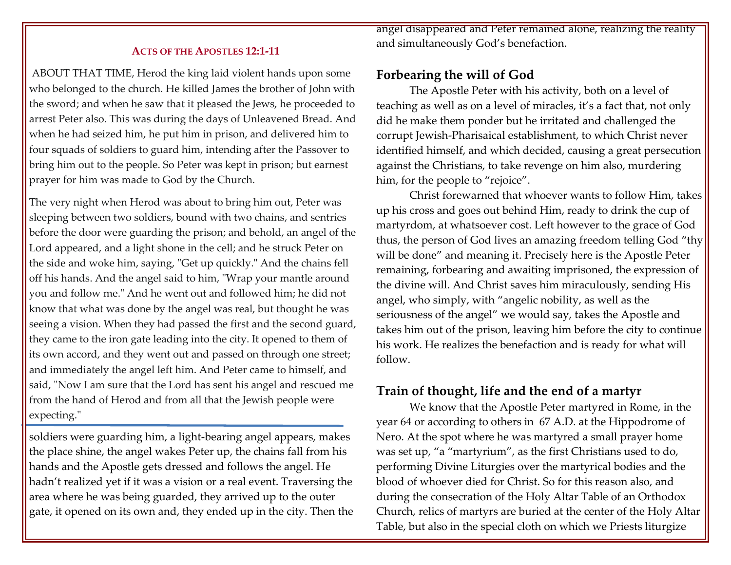### Acts of the Apostles 12:1-11

ABOUT THAT TIME, Herod the king laid violent hands upon some who belonged to the church. He killed James the brother of John with the sword; and when he saw that it pleased the Jews, he proceeded to arrest Peter also. This was during the days of Unleavened Bread. And when he had seized him, he put him in prison, and delivered him to four squads of soldiers to guard him, intending after the Passover to bring him out to the people. So Peter was kept in prison; but earnest prayer for him was made to God by the Church.

The very night when Herod was about to bring him out, Peter was sleeping between two soldiers, bound with two chains, and sentries before the door were guarding the prison; and behold, an angel of the Lord appeared, and a light shone in the cell; and he struck Peter on the side and woke him, saying, "Get up quickly." And the chains fell off his hands. And the angel said to him, "Wrap your mantle around you and follow me." And he went out and followed him; he did not know that what was done by the angel was real, but thought he was seeing a vision. When they had passed the first and the second guard, they came to the iron gate leading into the city. It opened to them of its own accord, and they went out and passed on through one street; and immediately the angel left him. And Peter came to himself, and said, "Now I am sure that the Lord has sent his angel and rescued me from the hand of Herod and from all that the Jewish people were expecting."

---

soldiers were guarding him, a light-bearing angel appears, makes the place shine, the angel wakes Peter up, the chains fall from his hands and the Apostle gets dressed and follows the angel. He hadn't realized yet if it was a vision or a real event. Traversing the area where he was being guarded, they arrived up to the outer gate, it opened on its own and, they ended up in the city. Then the angel disappeared and Peter remained alone, realizing the reality and simultaneously God's benefaction.

## Forbearing the will of God

The Apostle Peter with his activity, both on a level of teaching as well as on a level of miracles, it's a fact that, not only did he make them ponder but he irritated and challenged the corrupt Jewish-Pharisaical establishment, to which Christ never identified himself, and which decided, causing a great persecution against the Christians, to take revenge on him also, murdering him, for the people to "rejoice".

Christ forewarned that whoever wants to follow Him, takes up his cross and goes out behind Him, ready to drink the cup of martyrdom, at whatsoever cost. Left however to the grace of God thus, the person of God lives an amazing freedom telling God "thy will be done" and meaning it. Precisely here is the Apostle Peter remaining, forbearing and awaiting imprisoned, the expression of the divine will. And Christ saves him miraculously, sending His angel, who simply, with "angelic nobility, as well as the seriousness of the angel" we would say, takes the Apostle and takes him out of the prison, leaving him before the city to continue his work. He realizes the benefaction and is ready for what will follow.

## Train of thought, life and the end of a martyr

We know that the Apostle Peter martyred in Rome, in the year 64 or according to others in 67 A.D. at the Hippodrome of Nero. At the spot where he was martyred a small prayer home was set up, "a "martyrium", as the first Christians used to do, performing Divine Liturgies over the martyrical bodies and the blood of whoever died for Christ. So for this reason also, and during the consecration of the Holy Altar Table of an Orthodox Church, relics of martyrs are buried at the center of the Holy Altar Table, but also in the special cloth on which we Priests liturgize